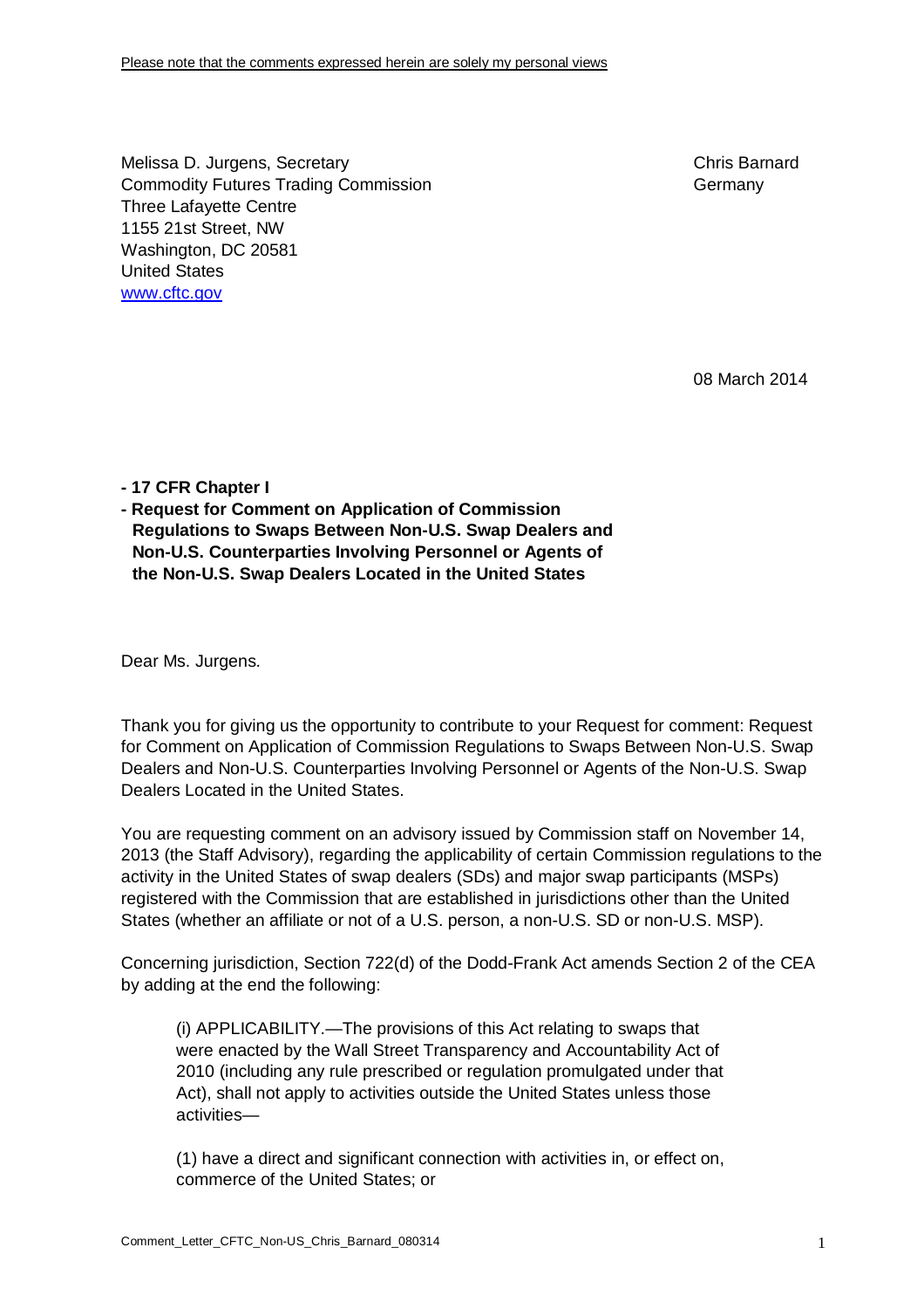Please note that the comments expressed herein are solely my personal views

Melissa D. Jurgens, Secretary
Commodity Futures Trading Commission
Three Lafayette Centre
1155 21st Street, NW
Washington, DC 20581
United States
[www.cftc.gov](http://www.cftc.gov)

Chris Barnard
Germany

08 March 2014

**- 17 CFR Chapter I**
**- Request for Comment on Application of Commission Regulations to Swaps Between Non-U.S. Swap Dealers and Non-U.S. Counterparties Involving Personnel or Agents of the Non-U.S. Swap Dealers Located in the United States**

Dear Ms. Jurgens.

Thank you for giving us the opportunity to contribute to your Request for comment: Request for Comment on Application of Commission Regulations to Swaps Between Non-U.S. Swap Dealers and Non-U.S. Counterparties Involving Personnel or Agents of the Non-U.S. Swap Dealers Located in the United States.

You are requesting comment on an advisory issued by Commission staff on November 14, 2013 (the Staff Advisory), regarding the applicability of certain Commission regulations to the activity in the United States of swap dealers (SDs) and major swap participants (MSPs) registered with the Commission that are established in jurisdictions other than the United States (whether an affiliate or not of a U.S. person, a non-U.S. SD or non-U.S. MSP).

Concerning jurisdiction, Section 722(d) of the Dodd-Frank Act amends Section 2 of the CEA by adding at the end the following:

> (i) APPLICABILITY.—The provisions of this Act relating to swaps that were enacted by the Wall Street Transparency and Accountability Act of 2010 (including any rule prescribed or regulation promulgated under that Act), shall not apply to activities outside the United States unless those activities—
>
> (1) have a direct and significant connection with activities in, or effect on, commerce of the United States; or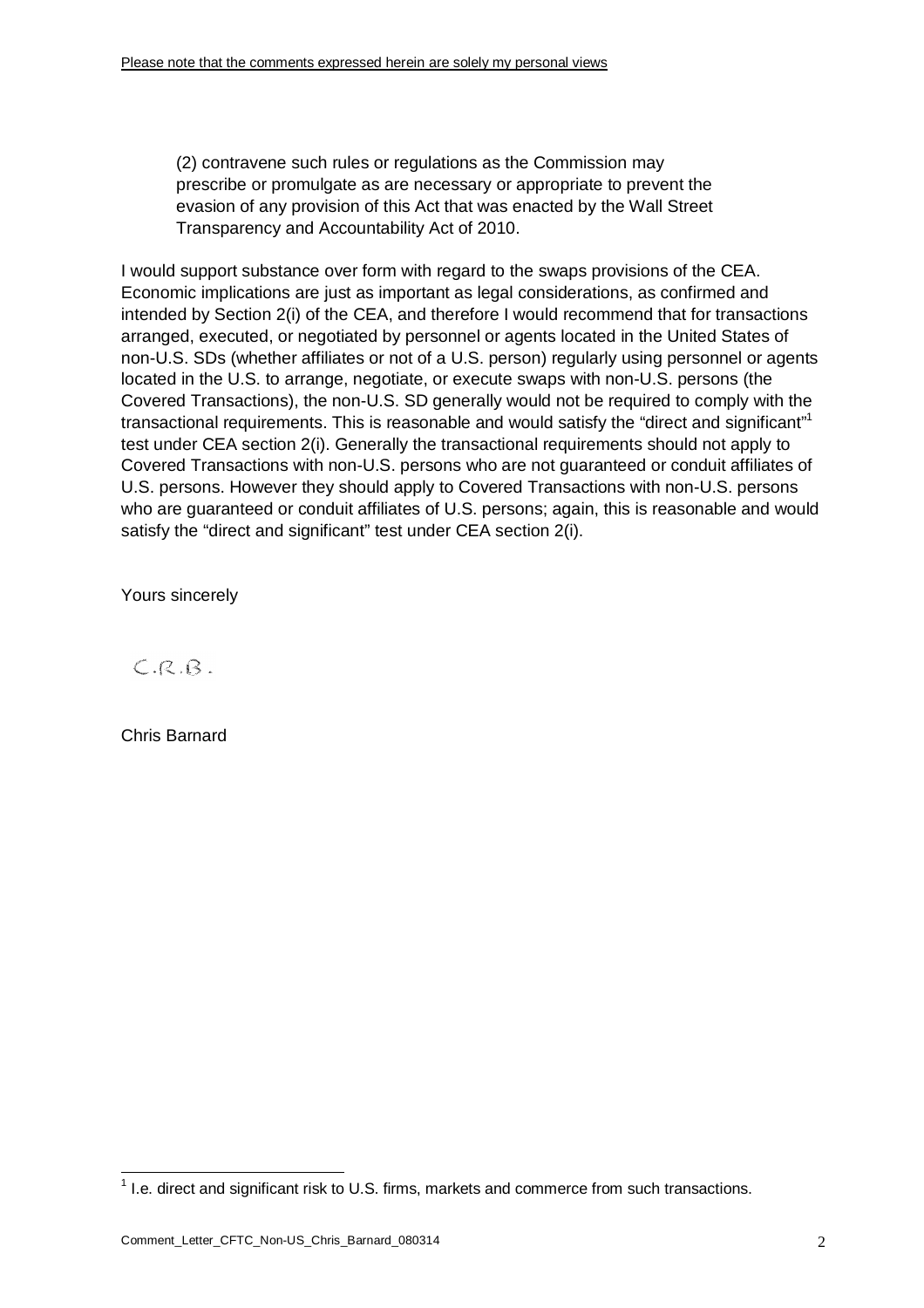(2) contravene such rules or regulations as the Commission may prescribe or promulgate as are necessary or appropriate to prevent the evasion of any provision of this Act that was enacted by the Wall Street Transparency and Accountability Act of 2010.

I would support substance over form with regard to the swaps provisions of the CEA. Economic implications are just as important as legal considerations, as confirmed and intended by Section 2(i) of the CEA, and therefore I would recommend that for transactions arranged, executed, or negotiated by personnel or agents located in the United States of non-U.S. SDs (whether affiliates or not of a U.S. person) regularly using personnel or agents located in the U.S. to arrange, negotiate, or execute swaps with non-U.S. persons (the Covered Transactions), the non-U.S. SD generally would not be required to comply with the transactional requirements. This is reasonable and would satisfy the "direct and significant"[1] test under CEA section 2(i). Generally the transactional requirements should not apply to Covered Transactions with non-U.S. persons who are not guaranteed or conduit affiliates of U.S. persons. However they should apply to Covered Transactions with non-U.S. persons who are guaranteed or conduit affiliates of U.S. persons; again, this is reasonable and would satisfy the "direct and significant" test under CEA section 2(i).

Yours sincerely

C.R.B.

Chris Barnard

[1] I.e. direct and significant risk to U.S. firms, markets and commerce from such transactions.